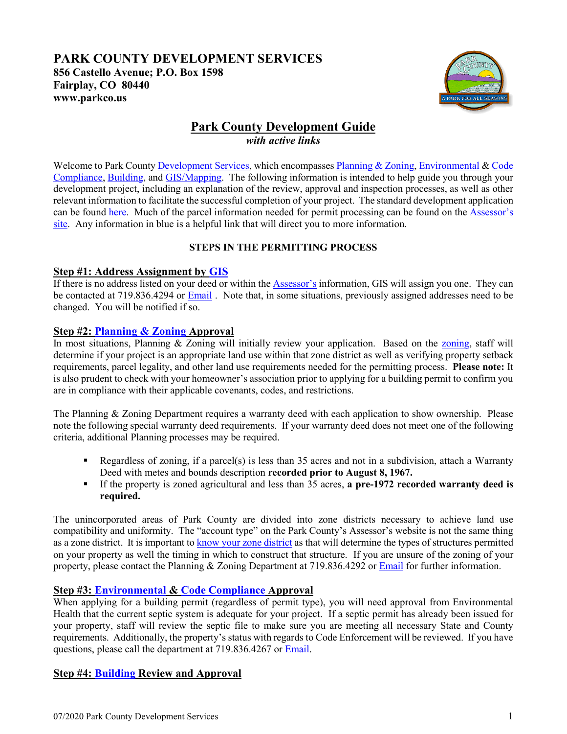# PARK COUNTY DEVELOPMENT SERVICES

**856 Castello Avenue; P.O. Box 1598**
**Fairplay, CO 80440**
**www.parkco.us**

## Park County Development Guide

*with active links*

Welcome to Park County Development Services, which encompasses Planning & Zoning, Environmental & Code Compliance, Building, and GIS/Mapping. The following information is intended to help guide you through your development project, including an explanation of the review, approval and inspection processes, as well as other relevant information to facilitate the successful completion of your project. The standard development application can be found here. Much of the parcel information needed for permit processing can be found on the Assessor's site. Any information in blue is a helpful link that will direct you to more information.

**STEPS IN THE PERMITTING PROCESS**

### Step #1: Address Assignment by GIS

If there is no address listed on your deed or within the Assessor's information, GIS will assign you one. They can be contacted at 719.836.4294 or Email . Note that, in some situations, previously assigned addresses need to be changed. You will be notified if so.

### Step #2: Planning & Zoning Approval

In most situations, Planning & Zoning will initially review your application. Based on the zoning, staff will determine if your project is an appropriate land use within that zone district as well as verifying property setback requirements, parcel legality, and other land use requirements needed for the permitting process. **Please note:** It is also prudent to check with your homeowner's association prior to applying for a building permit to confirm you are in compliance with their applicable covenants, codes, and restrictions.

The Planning & Zoning Department requires a warranty deed with each application to show ownership. Please note the following special warranty deed requirements. If your warranty deed does not meet one of the following criteria, additional Planning processes may be required.

- Regardless of zoning, if a parcel(s) is less than 35 acres and not in a subdivision, attach a Warranty Deed with metes and bounds description **recorded prior to August 8, 1967.**
- If the property is zoned agricultural and less than 35 acres, **a pre-1972 recorded warranty deed is required.**

The unincorporated areas of Park County are divided into zone districts necessary to achieve land use compatibility and uniformity. The "account type" on the Park County's Assessor's website is not the same thing as a zone district. It is important to know your zone district as that will determine the types of structures permitted on your property as well the timing in which to construct that structure. If you are unsure of the zoning of your property, please contact the Planning & Zoning Department at 719.836.4292 or Email for further information.

### Step #3: Environmental & Code Compliance Approval

When applying for a building permit (regardless of permit type), you will need approval from Environmental Health that the current septic system is adequate for your project. If a septic permit has already been issued for your property, staff will review the septic file to make sure you are meeting all necessary State and County requirements. Additionally, the property's status with regards to Code Enforcement will be reviewed. If you have questions, please call the department at 719.836.4267 or Email.

### Step #4: Building Review and Approval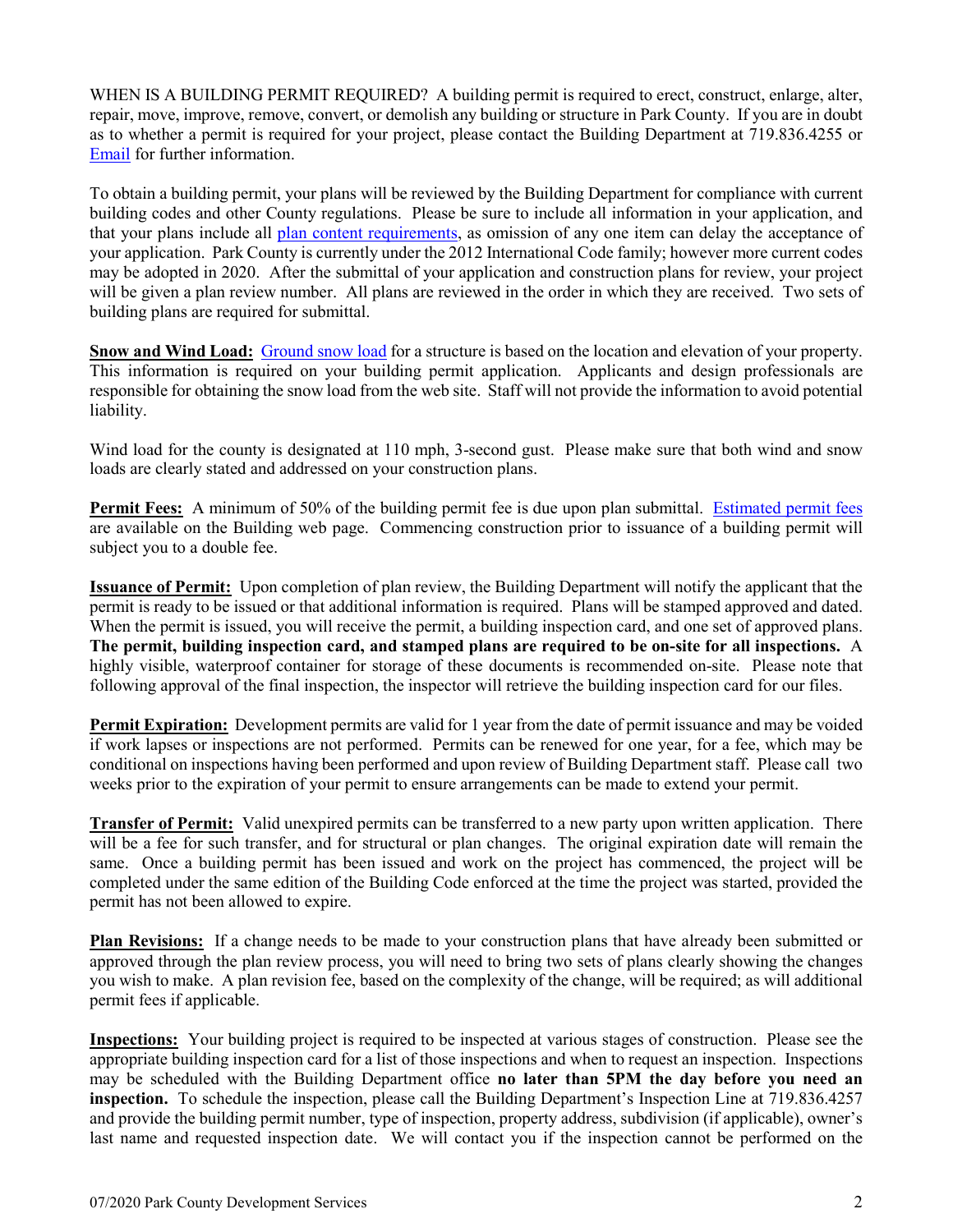WHEN IS A BUILDING PERMIT REQUIRED? A building permit is required to erect, construct, enlarge, alter, repair, move, improve, remove, convert, or demolish any building or structure in Park County. If you are in doubt as to whether a permit is required for your project, please contact the Building Department at 719.836.4255 or Email for further information.

To obtain a building permit, your plans will be reviewed by the Building Department for compliance with current building codes and other County regulations. Please be sure to include all information in your application, and that your plans include all plan content requirements, as omission of any one item can delay the acceptance of your application. Park County is currently under the 2012 International Code family; however more current codes may be adopted in 2020. After the submittal of your application and construction plans for review, your project will be given a plan review number. All plans are reviewed in the order in which they are received. Two sets of building plans are required for submittal.

**Snow and Wind Load:** Ground snow load for a structure is based on the location and elevation of your property. This information is required on your building permit application. Applicants and design professionals are responsible for obtaining the snow load from the web site. Staff will not provide the information to avoid potential liability.

Wind load for the county is designated at 110 mph, 3-second gust. Please make sure that both wind and snow loads are clearly stated and addressed on your construction plans.

**Permit Fees:** A minimum of 50% of the building permit fee is due upon plan submittal. Estimated permit fees are available on the Building web page. Commencing construction prior to issuance of a building permit will subject you to a double fee.

**Issuance of Permit:** Upon completion of plan review, the Building Department will notify the applicant that the permit is ready to be issued or that additional information is required. Plans will be stamped approved and dated. When the permit is issued, you will receive the permit, a building inspection card, and one set of approved plans. **The permit, building inspection card, and stamped plans are required to be on-site for all inspections.** A highly visible, waterproof container for storage of these documents is recommended on-site. Please note that following approval of the final inspection, the inspector will retrieve the building inspection card for our files.

**Permit Expiration:** Development permits are valid for 1 year from the date of permit issuance and may be voided if work lapses or inspections are not performed. Permits can be renewed for one year, for a fee, which may be conditional on inspections having been performed and upon review of Building Department staff. Please call two weeks prior to the expiration of your permit to ensure arrangements can be made to extend your permit.

**Transfer of Permit:** Valid unexpired permits can be transferred to a new party upon written application. There will be a fee for such transfer, and for structural or plan changes. The original expiration date will remain the same. Once a building permit has been issued and work on the project has commenced, the project will be completed under the same edition of the Building Code enforced at the time the project was started, provided the permit has not been allowed to expire.

**Plan Revisions:** If a change needs to be made to your construction plans that have already been submitted or approved through the plan review process, you will need to bring two sets of plans clearly showing the changes you wish to make. A plan revision fee, based on the complexity of the change, will be required; as will additional permit fees if applicable.

**Inspections:** Your building project is required to be inspected at various stages of construction. Please see the appropriate building inspection card for a list of those inspections and when to request an inspection. Inspections may be scheduled with the Building Department office **no later than 5PM the day before you need an inspection.** To schedule the inspection, please call the Building Department's Inspection Line at 719.836.4257 and provide the building permit number, type of inspection, property address, subdivision (if applicable), owner's last name and requested inspection date. We will contact you if the inspection cannot be performed on the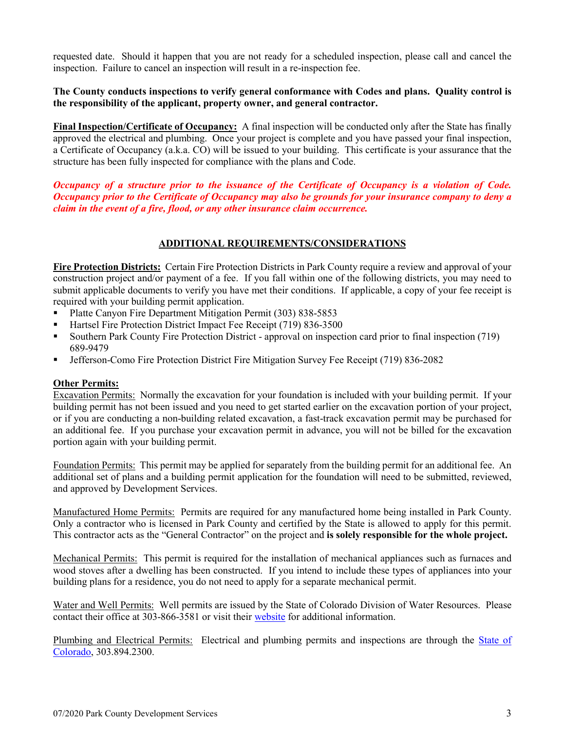requested date. Should it happen that you are not ready for a scheduled inspection, please call and cancel the inspection. Failure to cancel an inspection will result in a re-inspection fee.

**The County conducts inspections to verify general conformance with Codes and plans. Quality control is the responsibility of the applicant, property owner, and general contractor.**

**Final Inspection/Certificate of Occupancy:** A final inspection will be conducted only after the State has finally approved the electrical and plumbing. Once your project is complete and you have passed your final inspection, a Certificate of Occupancy (a.k.a. CO) will be issued to your building. This certificate is your assurance that the structure has been fully inspected for compliance with the plans and Code.

***Occupancy of a structure prior to the issuance of the Certificate of Occupancy is a violation of Code. Occupancy prior to the Certificate of Occupancy may also be grounds for your insurance company to deny a claim in the event of a fire, flood, or any other insurance claim occurrence.***

## ADDITIONAL REQUIREMENTS/CONSIDERATIONS

**Fire Protection Districts:** Certain Fire Protection Districts in Park County require a review and approval of your construction project and/or payment of a fee. If you fall within one of the following districts, you may need to submit applicable documents to verify you have met their conditions. If applicable, a copy of your fee receipt is required with your building permit application.

- Platte Canyon Fire Department Mitigation Permit (303) 838-5853
- Hartsel Fire Protection District Impact Fee Receipt (719) 836-3500
- Southern Park County Fire Protection District - approval on inspection card prior to final inspection (719) 689-9479
- Jefferson-Como Fire Protection District Fire Mitigation Survey Fee Receipt (719) 836-2082

**Other Permits:**

Excavation Permits: Normally the excavation for your foundation is included with your building permit. If your building permit has not been issued and you need to get started earlier on the excavation portion of your project, or if you are conducting a non-building related excavation, a fast-track excavation permit may be purchased for an additional fee. If you purchase your excavation permit in advance, you will not be billed for the excavation portion again with your building permit.

Foundation Permits: This permit may be applied for separately from the building permit for an additional fee. An additional set of plans and a building permit application for the foundation will need to be submitted, reviewed, and approved by Development Services.

Manufactured Home Permits: Permits are required for any manufactured home being installed in Park County. Only a contractor who is licensed in Park County and certified by the State is allowed to apply for this permit. This contractor acts as the "General Contractor" on the project and **is solely responsible for the whole project.**

Mechanical Permits: This permit is required for the installation of mechanical appliances such as furnaces and wood stoves after a dwelling has been constructed. If you intend to include these types of appliances into your building plans for a residence, you do not need to apply for a separate mechanical permit.

Water and Well Permits: Well permits are issued by the State of Colorado Division of Water Resources. Please contact their office at 303-866-3581 or visit their website for additional information.

Plumbing and Electrical Permits: Electrical and plumbing permits and inspections are through the State of Colorado, 303.894.2300.